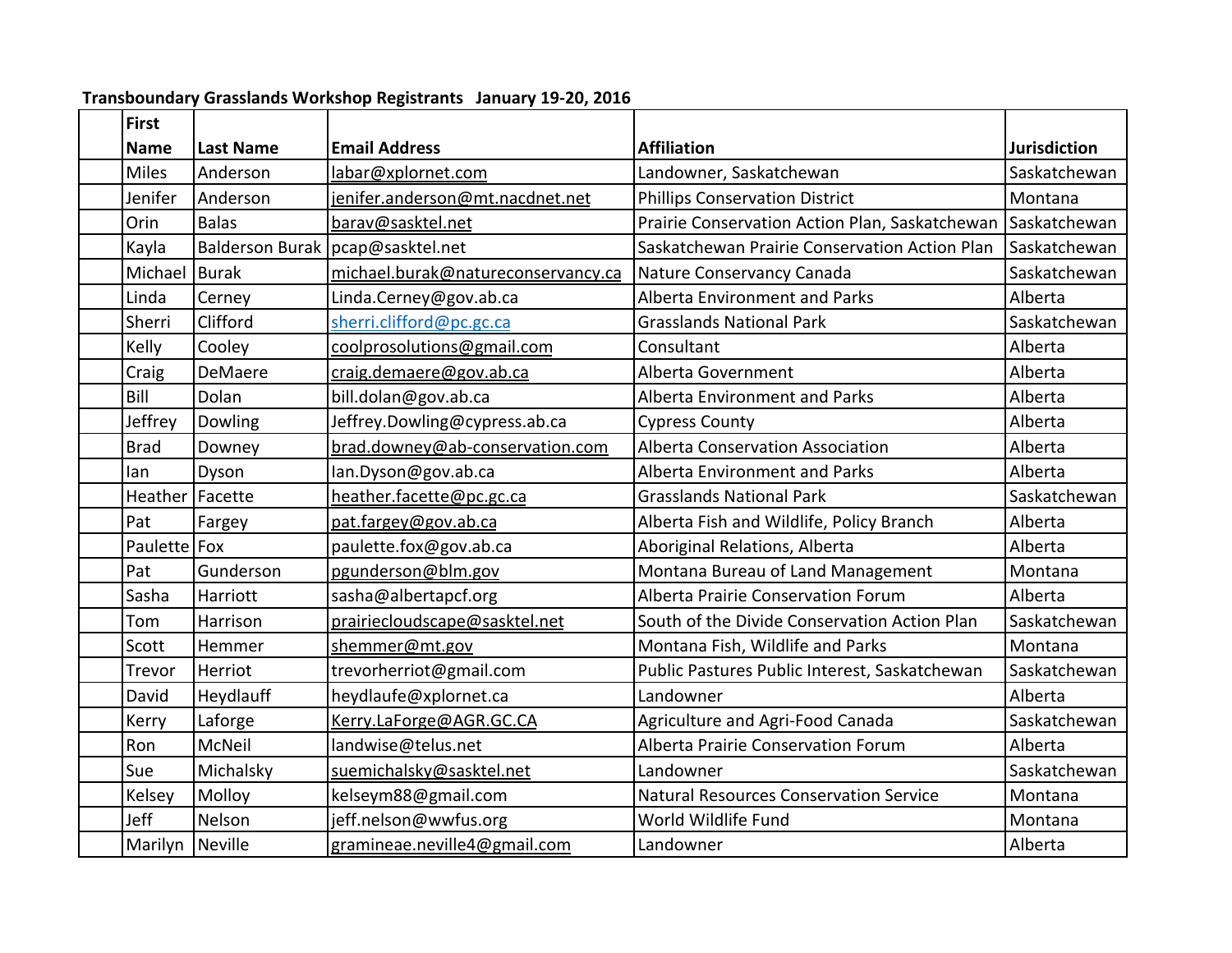**Transboundary Grasslands Workshop Registrants January 19-20, 2016**

| | First Name | Last Name | Email Address | Affiliation | Jurisdiction |
|---|---|---|---|---|---|
| | Miles | Anderson | labar@xplornet.com | Landowner, Saskatchewan | Saskatchewan |
| | Jenifer | Anderson | jenifer.anderson@mt.nacdnet.net | Phillips Conservation District | Montana |
| | Orin | Balas | barav@sasktel.net | Prairie Conservation Action Plan, Saskatchewan | Saskatchewan |
| | Kayla | Balderson Burak | pcap@sasktel.net | Saskatchewan Prairie Conservation Action Plan | Saskatchewan |
| | Michael | Burak | michael.burak@natureconservancy.ca | Nature Conservancy Canada | Saskatchewan |
| | Linda | Cerney | Linda.Cerney@gov.ab.ca | Alberta Environment and Parks | Alberta |
| | Sherri | Clifford | sherri.clifford@pc.gc.ca | Grasslands National Park | Saskatchewan |
| | Kelly | Cooley | coolprosolutions@gmail.com | Consultant | Alberta |
| | Craig | DeMaere | craig.demaere@gov.ab.ca | Alberta Government | Alberta |
| | Bill | Dolan | bill.dolan@gov.ab.ca | Alberta Environment and Parks | Alberta |
| | Jeffrey | Dowling | Jeffrey.Dowling@cypress.ab.ca | Cypress County | Alberta |
| | Brad | Downey | brad.downey@ab-conservation.com | Alberta Conservation Association | Alberta |
| | Ian | Dyson | Ian.Dyson@gov.ab.ca | Alberta Environment and Parks | Alberta |
| | Heather | Facette | heather.facette@pc.gc.ca | Grasslands National Park | Saskatchewan |
| | Pat | Fargey | pat.fargey@gov.ab.ca | Alberta Fish and Wildlife, Policy Branch | Alberta |
| | Paulette | Fox | paulette.fox@gov.ab.ca | Aboriginal Relations, Alberta | Alberta |
| | Pat | Gunderson | pgunderson@blm.gov | Montana Bureau of Land Management | Montana |
| | Sasha | Harriott | sasha@albertapcf.org | Alberta Prairie Conservation Forum | Alberta |
| | Tom | Harrison | prairiecloudscape@sasktel.net | South of the Divide Conservation Action Plan | Saskatchewan |
| | Scott | Hemmer | shemmer@mt.gov | Montana Fish, Wildlife and Parks | Montana |
| | Trevor | Herriot | trevorherriot@gmail.com | Public Pastures Public Interest, Saskatchewan | Saskatchewan |
| | David | Heydlauff | heydlaufe@xplornet.ca | Landowner | Alberta |
| | Kerry | Laforge | Kerry.LaForge@AGR.GC.CA | Agriculture and Agri-Food Canada | Saskatchewan |
| | Ron | McNeil | landwise@telus.net | Alberta Prairie Conservation Forum | Alberta |
| | Sue | Michalsky | suemichalsky@sasktel.net | Landowner | Saskatchewan |
| | Kelsey | Molloy | kelseym88@gmail.com | Natural Resources Conservation Service | Montana |
| | Jeff | Nelson | jeff.nelson@wwfus.org | World Wildlife Fund | Montana |
| | Marilyn | Neville | gramineae.neville4@gmail.com | Landowner | Alberta |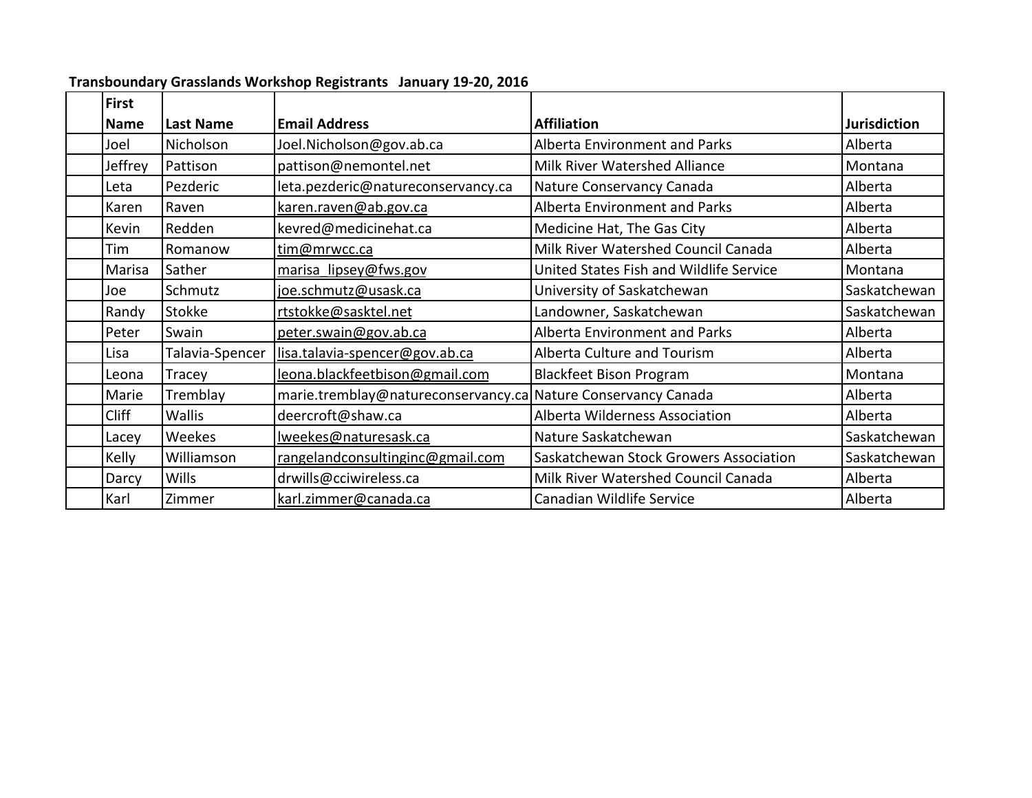**Transboundary Grasslands Workshop Registrants January 19-20, 2016**

| | First Name | Last Name | Email Address | Affiliation | Jurisdiction |
|---|---|---|---|---|---|
| | Joel | Nicholson | Joel.Nicholson@gov.ab.ca | Alberta Environment and Parks | Alberta |
| | Jeffrey | Pattison | pattison@nemontel.net | Milk River Watershed Alliance | Montana |
| | Leta | Pezderic | leta.pezderic@natureconservancy.ca | Nature Conservancy Canada | Alberta |
| | Karen | Raven | karen.raven@ab.gov.ca | Alberta Environment and Parks | Alberta |
| | Kevin | Redden | kevred@medicinehat.ca | Medicine Hat, The Gas City | Alberta |
| | Tim | Romanow | tim@mrwcc.ca | Milk River Watershed Council Canada | Alberta |
| | Marisa | Sather | marisa_lipsey@fws.gov | United States Fish and Wildlife Service | Montana |
| | Joe | Schmutz | joe.schmutz@usask.ca | University of Saskatchewan | Saskatchewan |
| | Randy | Stokke | rtstokke@sasktel.net | Landowner, Saskatchewan | Saskatchewan |
| | Peter | Swain | peter.swain@gov.ab.ca | Alberta Environment and Parks | Alberta |
| | Lisa | Talavia-Spencer | lisa.talavia-spencer@gov.ab.ca | Alberta Culture and Tourism | Alberta |
| | Leona | Tracey | leona.blackfeetbison@gmail.com | Blackfeet Bison Program | Montana |
| | Marie | Tremblay | marie.tremblay@natureconservancy.ca | Nature Conservancy Canada | Alberta |
| | Cliff | Wallis | deercroft@shaw.ca | Alberta Wilderness Association | Alberta |
| | Lacey | Weekes | lweekes@naturesask.ca | Nature Saskatchewan | Saskatchewan |
| | Kelly | Williamson | rangelandconsultinginc@gmail.com | Saskatchewan Stock Growers Association | Saskatchewan |
| | Darcy | Wills | drwills@cciwireless.ca | Milk River Watershed Council Canada | Alberta |
| | Karl | Zimmer | karl.zimmer@canada.ca | Canadian Wildlife Service | Alberta |